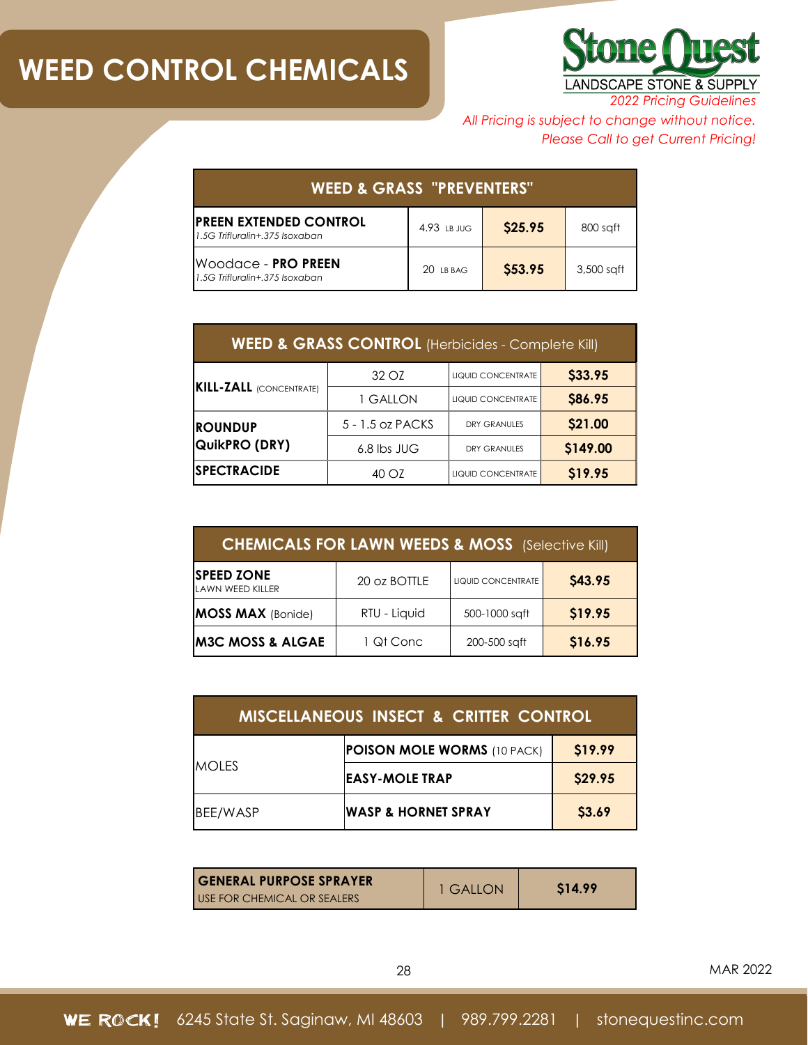# WEED CONTROL CHEMICALS

**Stone Quest**
LANDSCAPE STONE & SUPPLY

*2022 Pricing Guidelines*

*All Pricing is subject to change without notice.*
*Please Call to get Current Pricing!*

| WEED & GRASS "PREVENTERS" | | | |
|---|---|---|---|
| **PREEN EXTENDED CONTROL** *1.5G Trifluralin+.375 Isoxaban* | 4.93 LB JUG | **$25.95** | 800 sqft |
| Woodace - **PRO PREEN** *1.5G Trifluralin+.375 Isoxaban* | 20 LB BAG | **$53.95** | 3,500 sqft |

| **WEED & GRASS CONTROL** (Herbicides - Complete Kill) | | | |
|---|---|---|---|
| **KILL-ZALL** (CONCENTRATE) | 32 OZ | LIQUID CONCENTRATE | **$33.95** |
| | 1 GALLON | LIQUID CONCENTRATE | **$86.95** |
| **ROUNDUP QuikPRO (DRY)** | 5 - 1.5 oz PACKS | DRY GRANULES | **$21.00** |
| | 6.8 lbs JUG | DRY GRANULES | **$149.00** |
| **SPECTRACIDE** | 40 OZ | LIQUID CONCENTRATE | **$19.95** |

| **CHEMICALS FOR LAWN WEEDS & MOSS** (Selective Kill) | | | |
|---|---|---|---|
| **SPEED ZONE** LAWN WEED KILLER | 20 oz BOTTLE | LIQUID CONCENTRATE | **$43.95** |
| **MOSS MAX** (Bonide) | RTU - Liquid | 500-1000 sqft | **$19.95** |
| **M3C MOSS & ALGAE** | 1 Qt Conc | 200-500 sqft | **$16.95** |

| MISCELLANEOUS INSECT & CRITTER CONTROL | | |
|---|---|---|
| MOLES | **POISON MOLE WORMS** (10 PACK) | **$19.99** |
| | **EASY-MOLE TRAP** | **$29.95** |
| BEE/WASP | **WASP & HORNET SPRAY** | **$3.69** |

| **GENERAL PURPOSE SPRAYER** USE FOR CHEMICAL OR SEALERS | 1 GALLON | **$14.99** |
|---|---|---|

MAR 2022

WE ROCK! 6245 State St. Saginaw, MI 48603 | 989.799.2281 | stonequestinc.com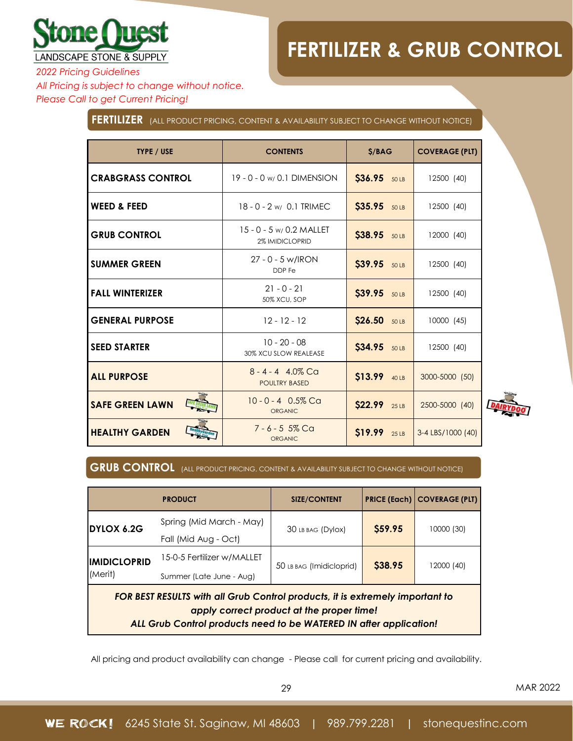# Stone Quest

LANDSCAPE STONE & SUPPLY

*2022 Pricing Guidelines*
*All Pricing is subject to change without notice.*
*Please Call to get Current Pricing!*

# FERTILIZER & GRUB CONTROL

## FERTILIZER (ALL PRODUCT PRICING, CONTENT & AVAILABILITY SUBJECT TO CHANGE WITHOUT NOTICE)

| TYPE / USE | CONTENTS | $/BAG | COVERAGE (PLT) |
|---|---|---|---|
| **CRABGRASS CONTROL** | 19 - 0 - 0 w/ 0.1 DIMENSION | **$36.95** 50 LB | 12500 (40) |
| **WEED & FEED** | 18 - 0 - 2 w/ 0.1 TRIMEC | **$35.95** 50 LB | 12500 (40) |
| **GRUB CONTROL** | 15 - 0 - 5 w/ 0.2 MALLET 2% IMIDICLOPRID | **$38.95** 50 LB | 12000 (40) |
| **SUMMER GREEN** | 27 - 0 - 5 w/IRON DDP Fe | **$39.95** 50 LB | 12500 (40) |
| **FALL WINTERIZER** | 21 - 0 - 21 50% XCU, SOP | **$39.95** 50 LB | 12500 (40) |
| **GENERAL PURPOSE** | 12 - 12 - 12 | **$26.50** 50 LB | 10000 (45) |
| **SEED STARTER** | 10 - 20 - 08 30% XCU SLOW REALEASE | **$34.95** 50 LB | 12500 (40) |
| **ALL PURPOSE** | 8 - 4 - 4 4.0% Ca POULTRY BASED | **$13.99** 40 LB | 3000-5000 (50) |
| **SAFE GREEN LAWN** | 10 - 0 - 4 0.5% Ca ORGANIC | **$22.99** 25 LB | 2500-5000 (40) |
| **HEALTHY GARDEN** | 7 - 6 - 5 5% Ca ORGANIC | **$19.99** 25 LB | 3-4 LBS/1000 (40) |

DAIRYDOO

## GRUB CONTROL (ALL PRODUCT PRICING, CONTENT & AVAILABILITY SUBJECT TO CHANGE WITHOUT NOTICE)

| PRODUCT | | SIZE/CONTENT | PRICE (Each) | COVERAGE (PLT) |
|---|---|---|---|---|
| **DYLOX 6.2G** | Spring (Mid March - May) Fall (Mid Aug - Oct) | 30 LB BAG (Dylox) | **$59.95** | 10000 (30) |
| **IMIDICLOPRID** (Merit) | 15-0-5 Fertilizer w/MALLET Summer (Late June - Aug) | 50 LB BAG (Imidicloprid) | **$38.95** | 12000 (40) |

***FOR BEST RESULTS with all Grub Control products, it is extremely important to apply correct product at the proper time!***
***ALL Grub Control products need to be WATERED IN after application!***

All pricing and product availability can change - Please call for current pricing and availability.

MAR 2022

WE ROCK! 6245 State St. Saginaw, MI 48603 | 989.799.2281 | stonequestinc.com